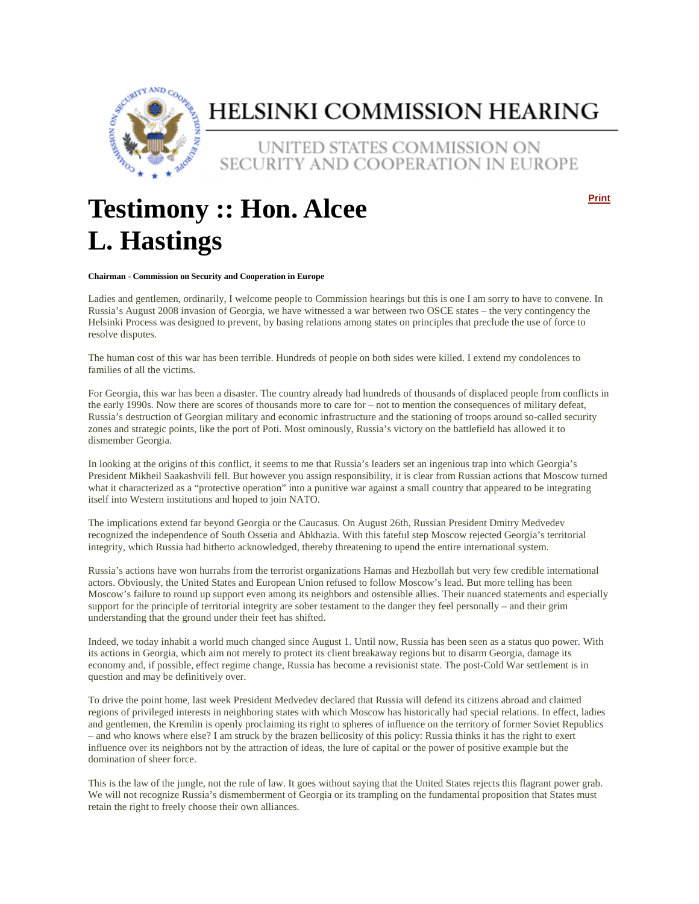# HELSINKI COMMISSION HEARING

UNITED STATES COMMISSION ON SECURITY AND COOPERATION IN EUROPE

Print

# Testimony :: Hon. Alcee L. Hastings

**Chairman - Commission on Security and Cooperation in Europe**

Ladies and gentlemen, ordinarily, I welcome people to Commission hearings but this is one I am sorry to have to convene. In Russia's August 2008 invasion of Georgia, we have witnessed a war between two OSCE states – the very contingency the Helsinki Process was designed to prevent, by basing relations among states on principles that preclude the use of force to resolve disputes.

The human cost of this war has been terrible. Hundreds of people on both sides were killed. I extend my condolences to families of all the victims.

For Georgia, this war has been a disaster. The country already had hundreds of thousands of displaced people from conflicts in the early 1990s. Now there are scores of thousands more to care for – not to mention the consequences of military defeat, Russia's destruction of Georgian military and economic infrastructure and the stationing of troops around so-called security zones and strategic points, like the port of Poti. Most ominously, Russia's victory on the battlefield has allowed it to dismember Georgia.

In looking at the origins of this conflict, it seems to me that Russia's leaders set an ingenious trap into which Georgia's President Mikheil Saakashvili fell. But however you assign responsibility, it is clear from Russian actions that Moscow turned what it characterized as a "protective operation" into a punitive war against a small country that appeared to be integrating itself into Western institutions and hoped to join NATO.

The implications extend far beyond Georgia or the Caucasus. On August 26th, Russian President Dmitry Medvedev recognized the independence of South Ossetia and Abkhazia. With this fateful step Moscow rejected Georgia's territorial integrity, which Russia had hitherto acknowledged, thereby threatening to upend the entire international system.

Russia's actions have won hurrahs from the terrorist organizations Hamas and Hezbollah but very few credible international actors. Obviously, the United States and European Union refused to follow Moscow's lead. But more telling has been Moscow's failure to round up support even among its neighbors and ostensible allies. Their nuanced statements and especially support for the principle of territorial integrity are sober testament to the danger they feel personally – and their grim understanding that the ground under their feet has shifted.

Indeed, we today inhabit a world much changed since August 1. Until now, Russia has been seen as a status quo power. With its actions in Georgia, which aim not merely to protect its client breakaway regions but to disarm Georgia, damage its economy and, if possible, effect regime change, Russia has become a revisionist state. The post-Cold War settlement is in question and may be definitively over.

To drive the point home, last week President Medvedev declared that Russia will defend its citizens abroad and claimed regions of privileged interests in neighboring states with which Moscow has historically had special relations. In effect, ladies and gentlemen, the Kremlin is openly proclaiming its right to spheres of influence on the territory of former Soviet Republics – and who knows where else? I am struck by the brazen bellicosity of this policy: Russia thinks it has the right to exert influence over its neighbors not by the attraction of ideas, the lure of capital or the power of positive example but the domination of sheer force.

This is the law of the jungle, not the rule of law. It goes without saying that the United States rejects this flagrant power grab. We will not recognize Russia's dismemberment of Georgia or its trampling on the fundamental proposition that States must retain the right to freely choose their own alliances.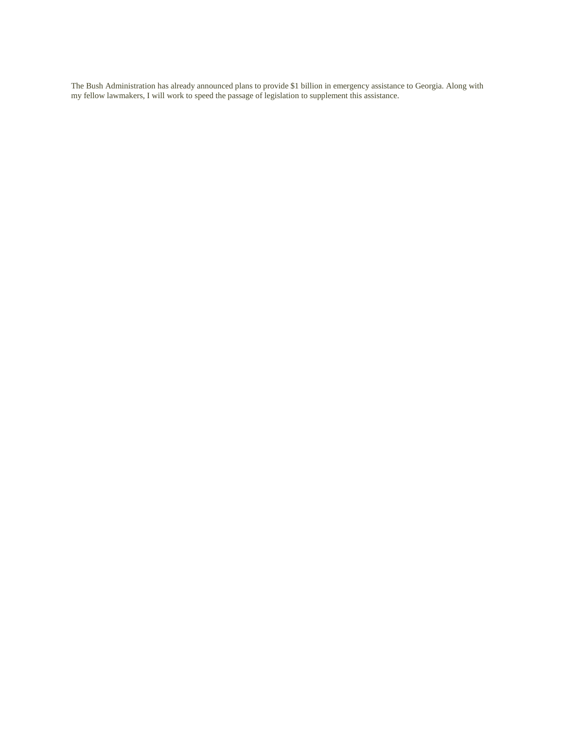The Bush Administration has already announced plans to provide $1 billion in emergency assistance to Georgia. Along with my fellow lawmakers, I will work to speed the passage of legislation to supplement this assistance.